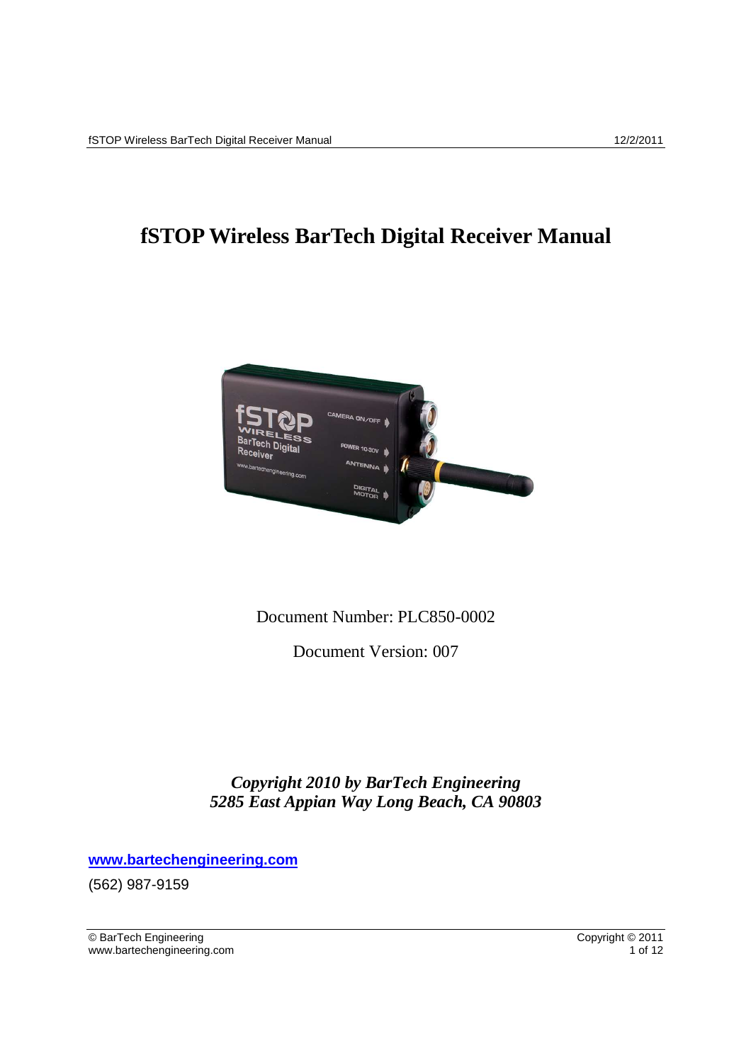# fSTOP Wireless BarTech Digital Receiver Manual

Document Number: PLC850-0002

Document Version: 007

***Copyright 2010 by BarTech Engineering***
***5285 East Appian Way Long Beach, CA 90803***

**www.bartechengineering.com**

(562) 987-9159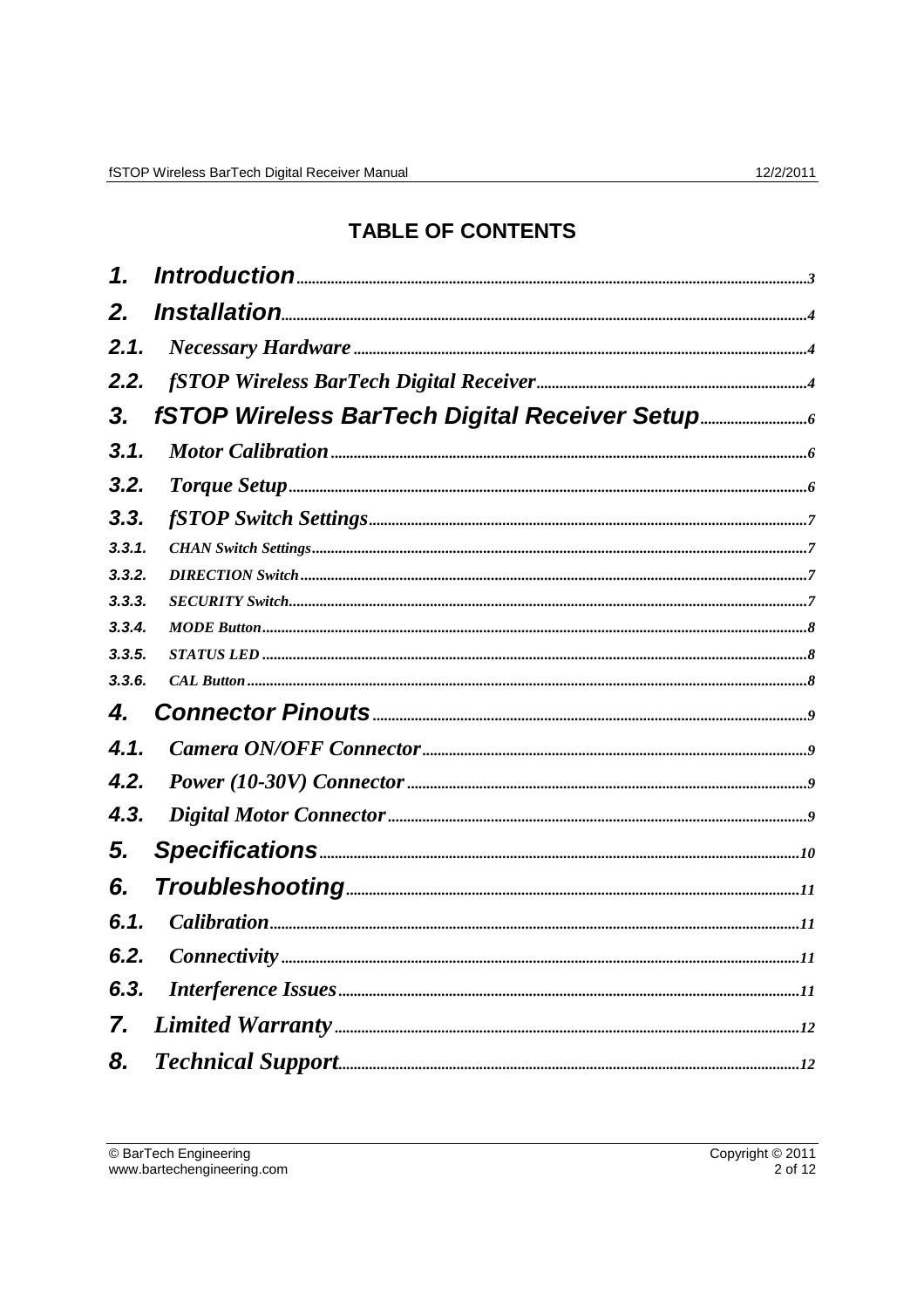# TABLE OF CONTENTS

1. Introduction ..... 3
2. Installation ..... 4
   - 2.1. Necessary Hardware ..... 4
   - 2.2. fSTOP Wireless BarTech Digital Receiver ..... 4
3. fSTOP Wireless BarTech Digital Receiver Setup ..... 6
   - 3.1. Motor Calibration ..... 6
   - 3.2. Torque Setup ..... 6
   - 3.3. fSTOP Switch Settings ..... 7
     - 3.3.1. CHAN Switch Settings ..... 7
     - 3.3.2. DIRECTION Switch ..... 7
     - 3.3.3. SECURITY Switch ..... 7
     - 3.3.4. MODE Button ..... 8
     - 3.3.5. STATUS LED ..... 8
     - 3.3.6. CAL Button ..... 8
4. Connector Pinouts ..... 9
   - 4.1. Camera ON/OFF Connector ..... 9
   - 4.2. Power (10-30V) Connector ..... 9
   - 4.3. Digital Motor Connector ..... 9
5. Specifications ..... 10
6. Troubleshooting ..... 11
   - 6.1. Calibration ..... 11
   - 6.2. Connectivity ..... 11
   - 6.3. Interference Issues ..... 11
7. Limited Warranty ..... 12
8. Technical Support ..... 12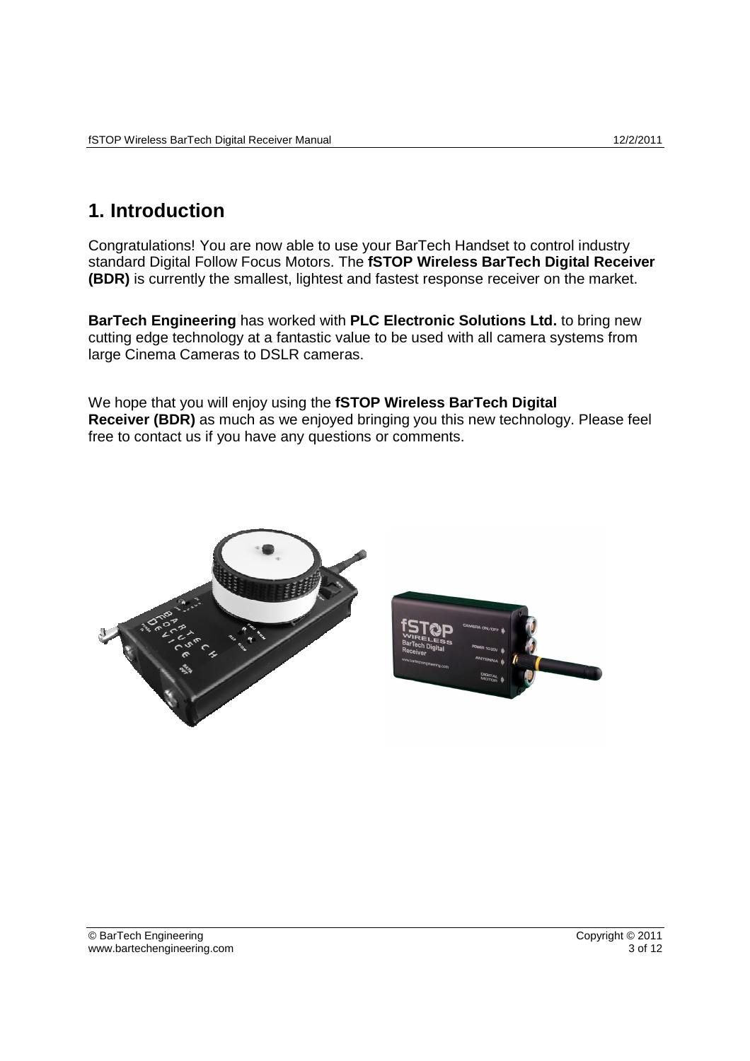# 1. Introduction

Congratulations! You are now able to use your BarTech Handset to control industry standard Digital Follow Focus Motors. The **fSTOP Wireless BarTech Digital Receiver (BDR)** is currently the smallest, lightest and fastest response receiver on the market.

**BarTech Engineering** has worked with **PLC Electronic Solutions Ltd.** to bring new cutting edge technology at a fantastic value to be used with all camera systems from large Cinema Cameras to DSLR cameras.

We hope that you will enjoy using the **fSTOP Wireless BarTech Digital Receiver (BDR)** as much as we enjoyed bringing you this new technology. Please feel free to contact us if you have any questions or comments.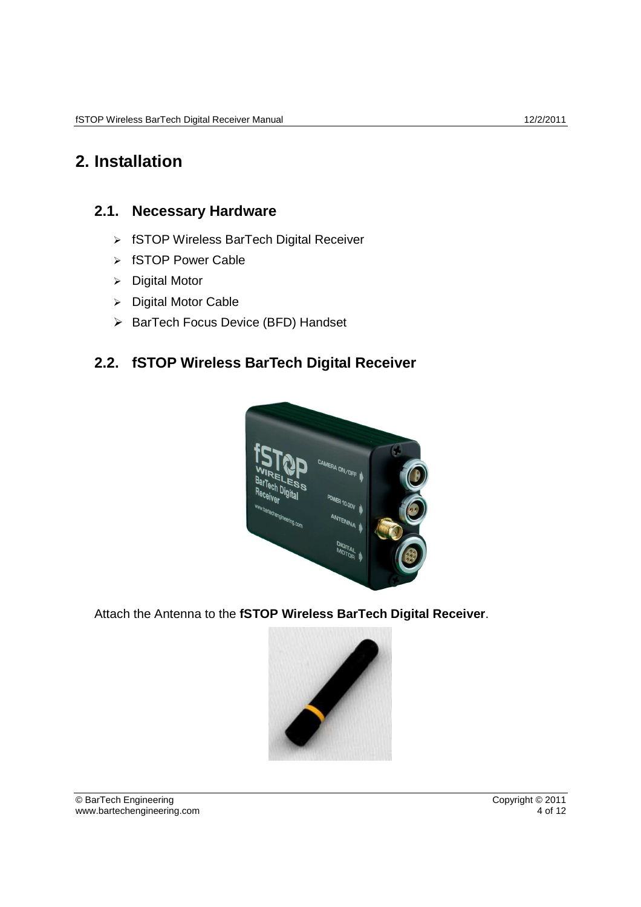# 2. Installation

## 2.1. Necessary Hardware

- fSTOP Wireless BarTech Digital Receiver
- fSTOP Power Cable
- Digital Motor
- Digital Motor Cable
- BarTech Focus Device (BFD) Handset

## 2.2. fSTOP Wireless BarTech Digital Receiver

Attach the Antenna to the **fSTOP Wireless BarTech Digital Receiver**.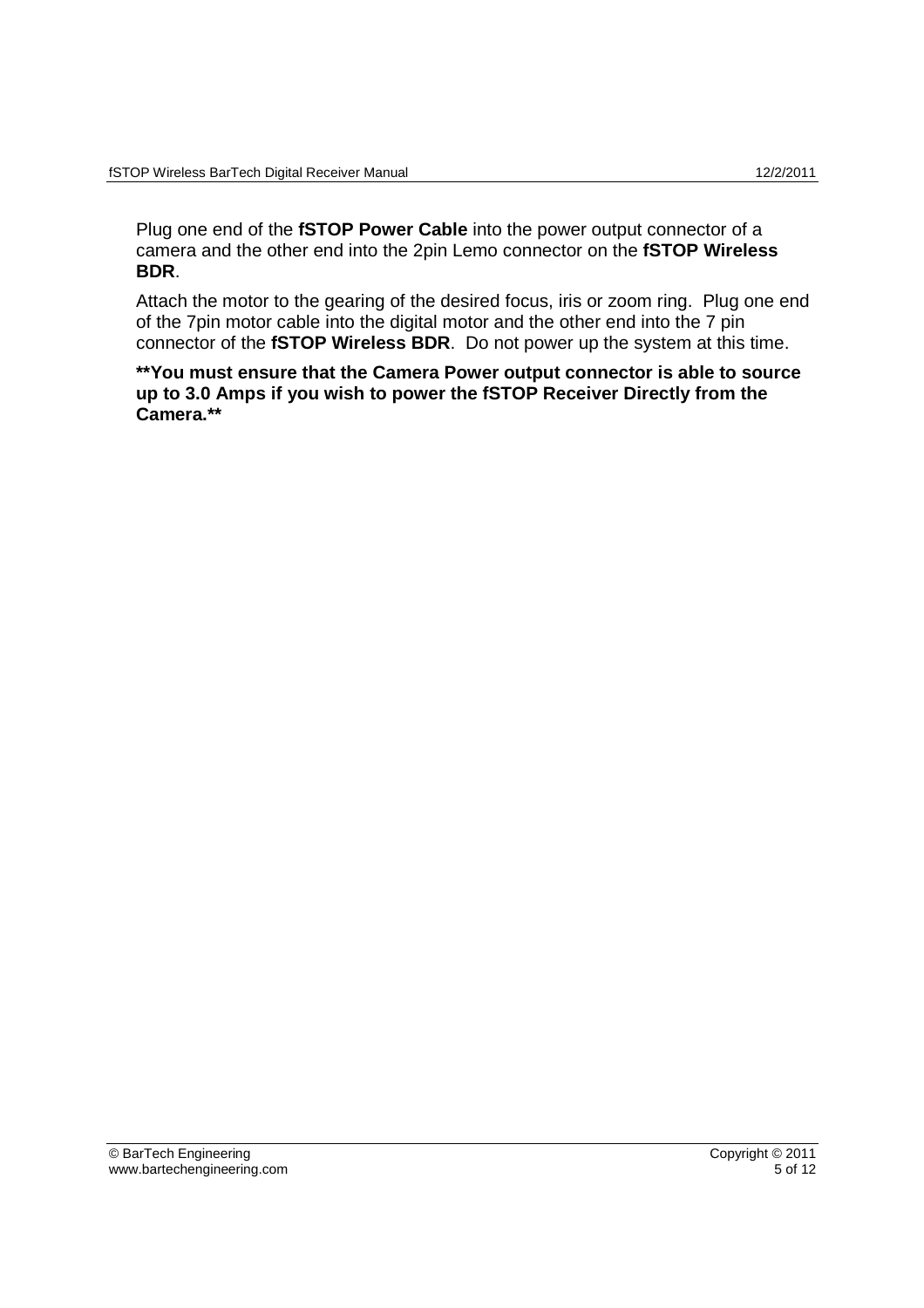Plug one end of the **fSTOP Power Cable** into the power output connector of a camera and the other end into the 2pin Lemo connector on the **fSTOP Wireless BDR**.

Attach the motor to the gearing of the desired focus, iris or zoom ring. Plug one end of the 7pin motor cable into the digital motor and the other end into the 7 pin connector of the **fSTOP Wireless BDR**. Do not power up the system at this time.

****You must ensure that the Camera Power output connector is able to source up to 3.0 Amps if you wish to power the fSTOP Receiver Directly from the Camera.****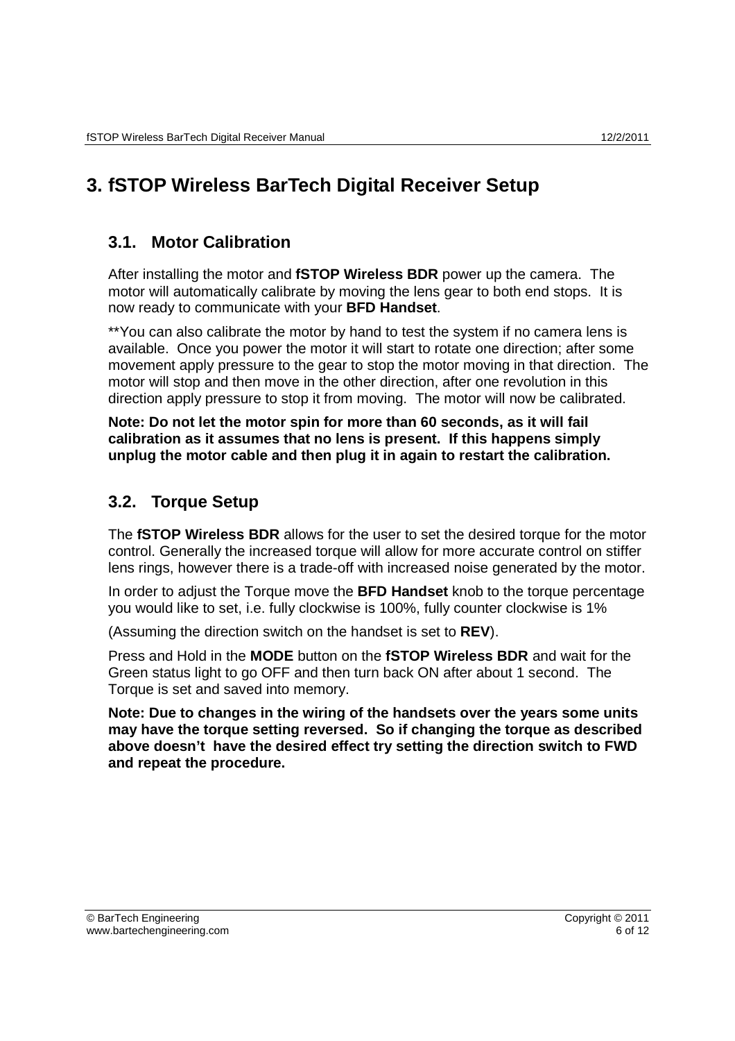# 3. fSTOP Wireless BarTech Digital Receiver Setup

## 3.1. Motor Calibration

After installing the motor and **fSTOP Wireless BDR** power up the camera. The motor will automatically calibrate by moving the lens gear to both end stops. It is now ready to communicate with your **BFD Handset**.

**You can also calibrate the motor by hand to test the system if no camera lens is available. Once you power the motor it will start to rotate one direction; after some movement apply pressure to the gear to stop the motor moving in that direction. The motor will stop and then move in the other direction, after one revolution in this direction apply pressure to stop it from moving. The motor will now be calibrated.

**Note: Do not let the motor spin for more than 60 seconds, as it will fail calibration as it assumes that no lens is present. If this happens simply unplug the motor cable and then plug it in again to restart the calibration.**

## 3.2. Torque Setup

The **fSTOP Wireless BDR** allows for the user to set the desired torque for the motor control. Generally the increased torque will allow for more accurate control on stiffer lens rings, however there is a trade-off with increased noise generated by the motor.

In order to adjust the Torque move the **BFD Handset** knob to the torque percentage you would like to set, i.e. fully clockwise is 100%, fully counter clockwise is 1%

(Assuming the direction switch on the handset is set to **REV**).

Press and Hold in the **MODE** button on the **fSTOP Wireless BDR** and wait for the Green status light to go OFF and then turn back ON after about 1 second. The Torque is set and saved into memory.

**Note: Due to changes in the wiring of the handsets over the years some units may have the torque setting reversed. So if changing the torque as described above doesn't have the desired effect try setting the direction switch to FWD and repeat the procedure.**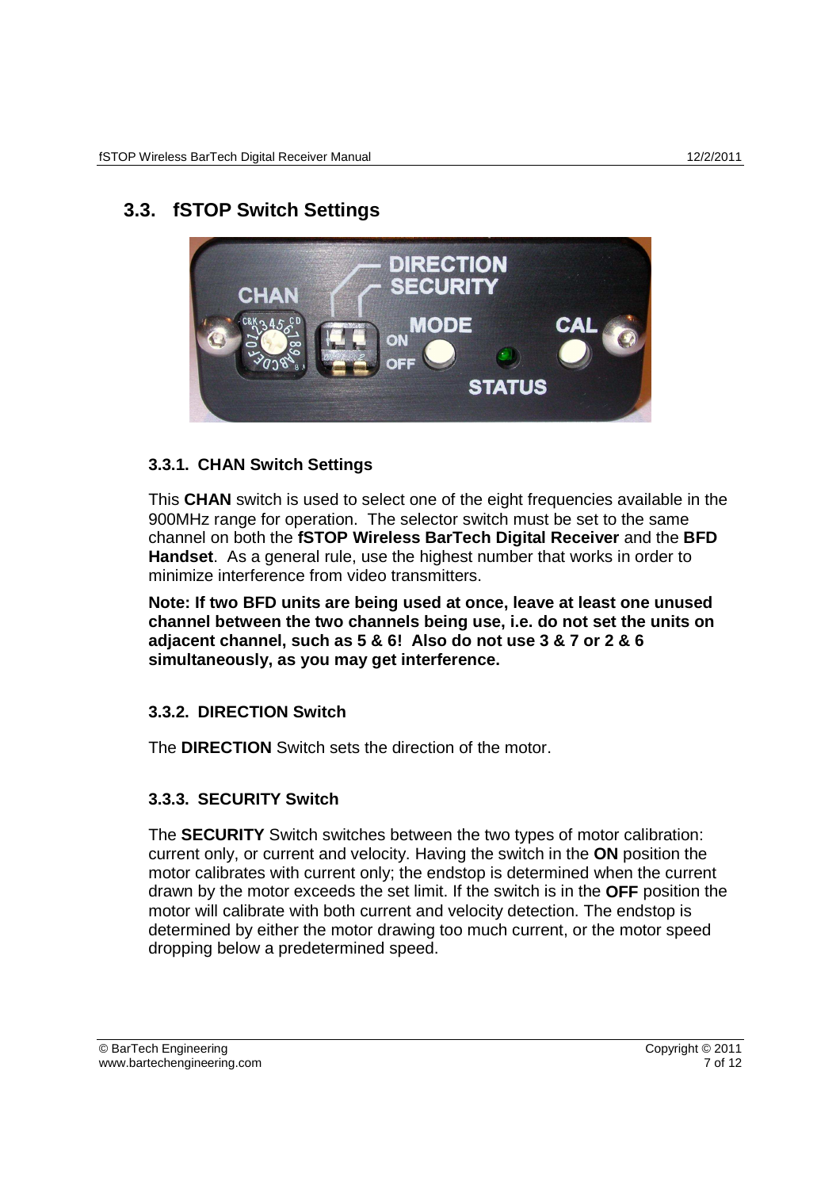## 3.3. fSTOP Switch Settings

### 3.3.1. CHAN Switch Settings

This **CHAN** switch is used to select one of the eight frequencies available in the 900MHz range for operation. The selector switch must be set to the same channel on both the **fSTOP Wireless BarTech Digital Receiver** and the **BFD Handset**. As a general rule, use the highest number that works in order to minimize interference from video transmitters.

**Note: If two BFD units are being used at once, leave at least one unused channel between the two channels being use, i.e. do not set the units on adjacent channel, such as 5 & 6! Also do not use 3 & 7 or 2 & 6 simultaneously, as you may get interference.**

### 3.3.2. DIRECTION Switch

The **DIRECTION** Switch sets the direction of the motor.

### 3.3.3. SECURITY Switch

The **SECURITY** Switch switches between the two types of motor calibration: current only, or current and velocity. Having the switch in the **ON** position the motor calibrates with current only; the endstop is determined when the current drawn by the motor exceeds the set limit. If the switch is in the **OFF** position the motor will calibrate with both current and velocity detection. The endstop is determined by either the motor drawing too much current, or the motor speed dropping below a predetermined speed.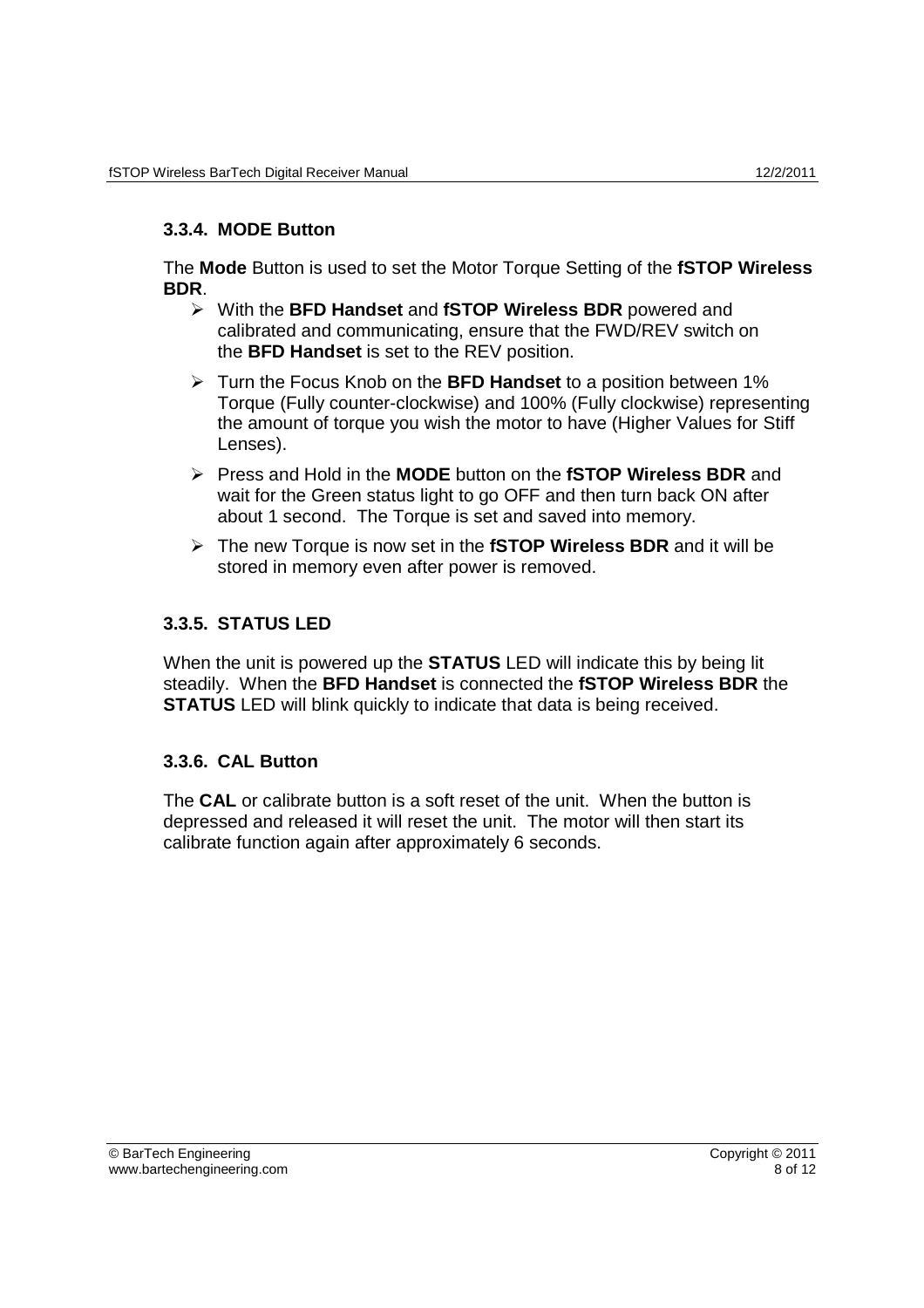### 3.3.4. MODE Button

The **Mode** Button is used to set the Motor Torque Setting of the **fSTOP Wireless BDR**.

- With the **BFD Handset** and **fSTOP Wireless BDR** powered and calibrated and communicating, ensure that the FWD/REV switch on the **BFD Handset** is set to the REV position.
- Turn the Focus Knob on the **BFD Handset** to a position between 1% Torque (Fully counter-clockwise) and 100% (Fully clockwise) representing the amount of torque you wish the motor to have (Higher Values for Stiff Lenses).
- Press and Hold in the **MODE** button on the **fSTOP Wireless BDR** and wait for the Green status light to go OFF and then turn back ON after about 1 second. The Torque is set and saved into memory.
- The new Torque is now set in the **fSTOP Wireless BDR** and it will be stored in memory even after power is removed.

### 3.3.5. STATUS LED

When the unit is powered up the **STATUS** LED will indicate this by being lit steadily. When the **BFD Handset** is connected the **fSTOP Wireless BDR** the **STATUS** LED will blink quickly to indicate that data is being received.

### 3.3.6. CAL Button

The **CAL** or calibrate button is a soft reset of the unit. When the button is depressed and released it will reset the unit. The motor will then start its calibrate function again after approximately 6 seconds.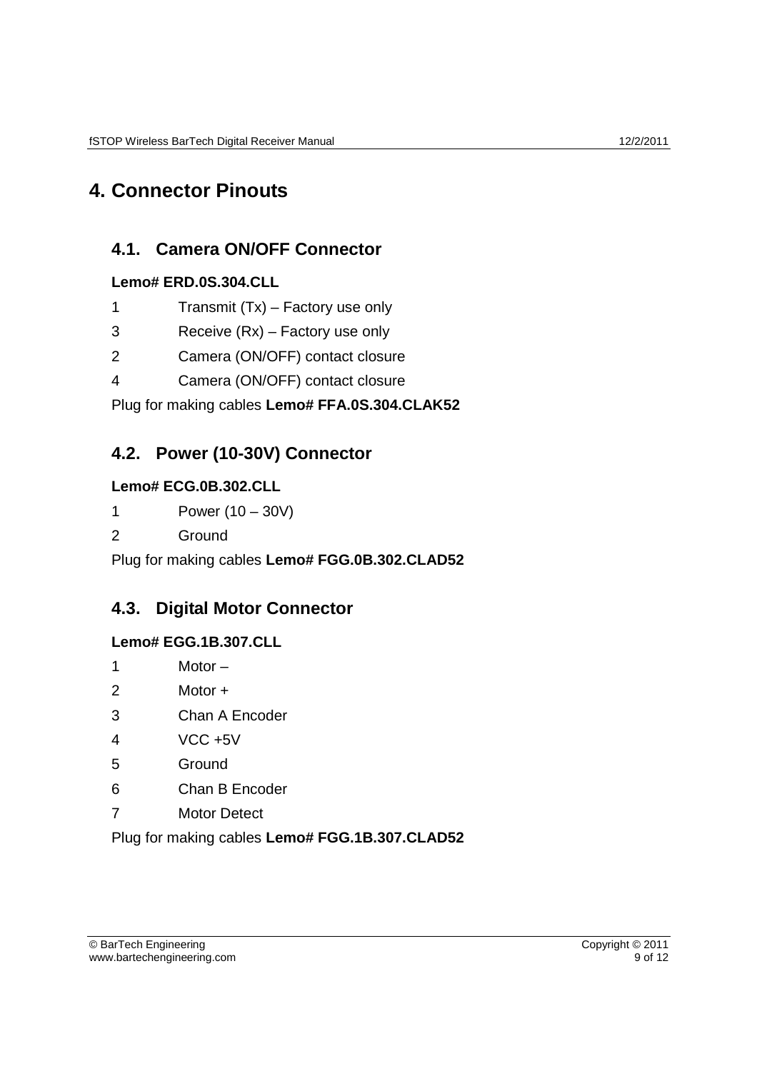# 4. Connector Pinouts

## 4.1. Camera ON/OFF Connector

**Lemo# ERD.0S.304.CLL**

| | |
|---|---|
| 1 | Transmit (Tx) – Factory use only |
| 3 | Receive (Rx) – Factory use only |
| 2 | Camera (ON/OFF) contact closure |
| 4 | Camera (ON/OFF) contact closure |

Plug for making cables **Lemo# FFA.0S.304.CLAK52**

## 4.2. Power (10-30V) Connector

**Lemo# ECG.0B.302.CLL**

| | |
|---|---|
| 1 | Power (10 – 30V) |
| 2 | Ground |

Plug for making cables **Lemo# FGG.0B.302.CLAD52**

## 4.3. Digital Motor Connector

**Lemo# EGG.1B.307.CLL**

| | |
|---|---|
| 1 | Motor – |
| 2 | Motor + |
| 3 | Chan A Encoder |
| 4 | VCC +5V |
| 5 | Ground |
| 6 | Chan B Encoder |
| 7 | Motor Detect |

Plug for making cables **Lemo# FGG.1B.307.CLAD52**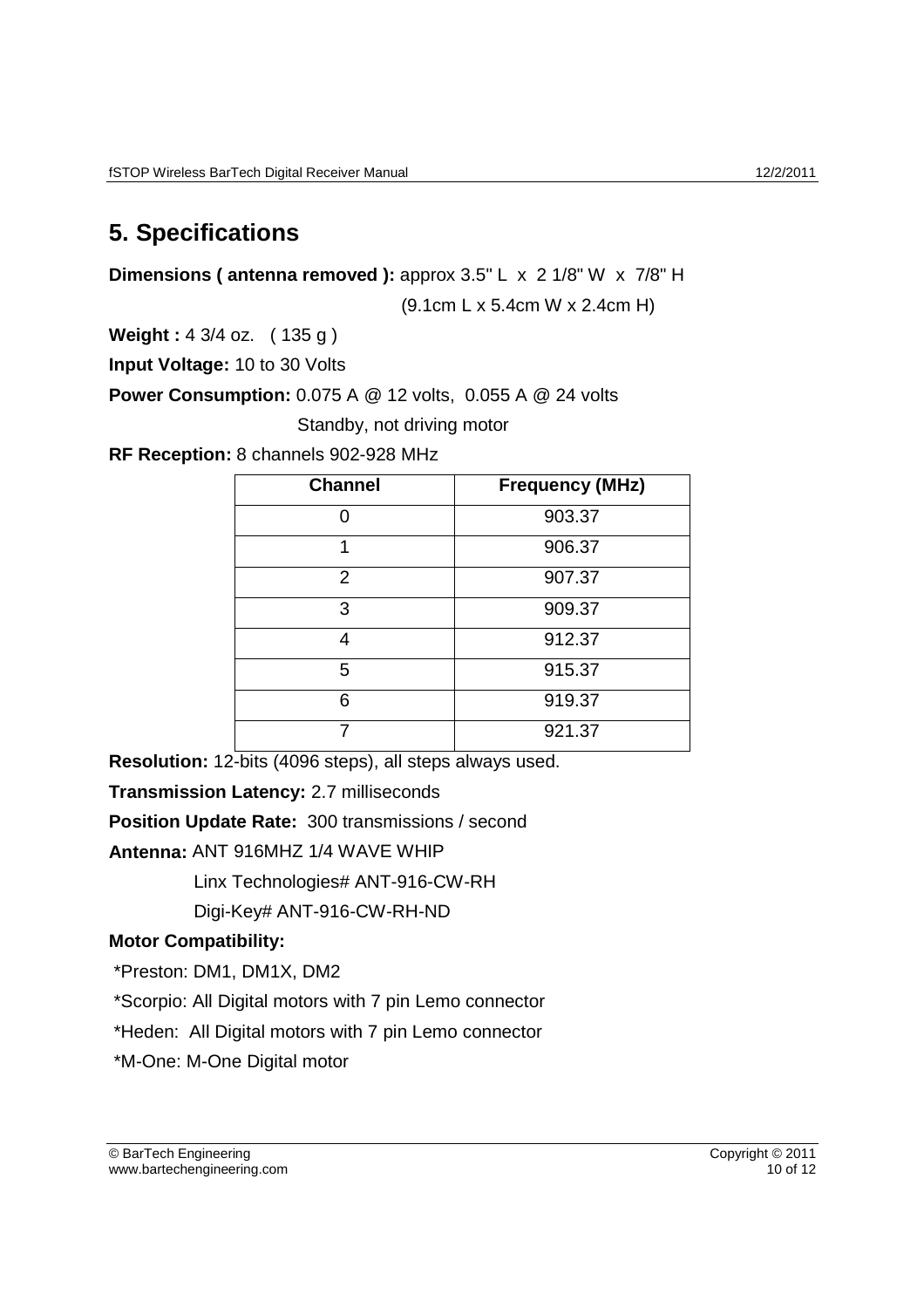## 5. Specifications

**Dimensions ( antenna removed ):** approx 3.5" L x 2 1/8" W x 7/8" H

(9.1cm L x 5.4cm W x 2.4cm H)

**Weight :** 4 3/4 oz. ( 135 g )

**Input Voltage:** 10 to 30 Volts

**Power Consumption:** 0.075 A @ 12 volts, 0.055 A @ 24 volts

Standby, not driving motor

**RF Reception:** 8 channels 902-928 MHz

| Channel | Frequency (MHz) |
|---|---|
| 0 | 903.37 |
| 1 | 906.37 |
| 2 | 907.37 |
| 3 | 909.37 |
| 4 | 912.37 |
| 5 | 915.37 |
| 6 | 919.37 |
| 7 | 921.37 |

**Resolution:** 12-bits (4096 steps), all steps always used.

**Transmission Latency:** 2.7 milliseconds

**Position Update Rate:** 300 transmissions / second

**Antenna:** ANT 916MHZ 1/4 WAVE WHIP

Linx Technologies# ANT-916-CW-RH

Digi-Key# ANT-916-CW-RH-ND

**Motor Compatibility:**

*Preston: DM1, DM1X, DM2

*Scorpio: All Digital motors with 7 pin Lemo connector

*Heden: All Digital motors with 7 pin Lemo connector

*M-One: M-One Digital motor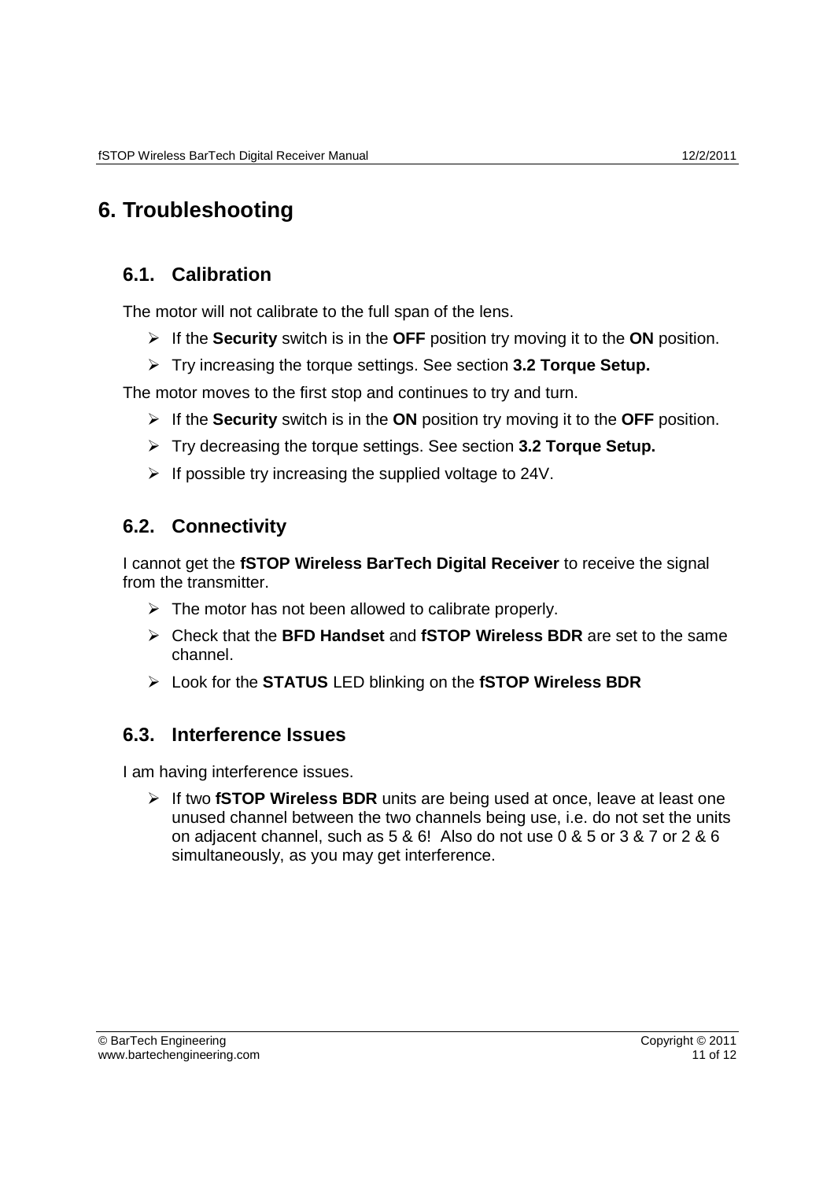# 6. Troubleshooting

## 6.1. Calibration

The motor will not calibrate to the full span of the lens.

- If the **Security** switch is in the **OFF** position try moving it to the **ON** position.
- Try increasing the torque settings. See section **3.2 Torque Setup.**

The motor moves to the first stop and continues to try and turn.

- If the **Security** switch is in the **ON** position try moving it to the **OFF** position.
- Try decreasing the torque settings. See section **3.2 Torque Setup.**
- If possible try increasing the supplied voltage to 24V.

## 6.2. Connectivity

I cannot get the **fSTOP Wireless BarTech Digital Receiver** to receive the signal from the transmitter.

- The motor has not been allowed to calibrate properly.
- Check that the **BFD Handset** and **fSTOP Wireless BDR** are set to the same channel.
- Look for the **STATUS** LED blinking on the **fSTOP Wireless BDR**

## 6.3. Interference Issues

I am having interference issues.

- If two **fSTOP Wireless BDR** units are being used at once, leave at least one unused channel between the two channels being use, i.e. do not set the units on adjacent channel, such as 5 & 6! Also do not use 0 & 5 or 3 & 7 or 2 & 6 simultaneously, as you may get interference.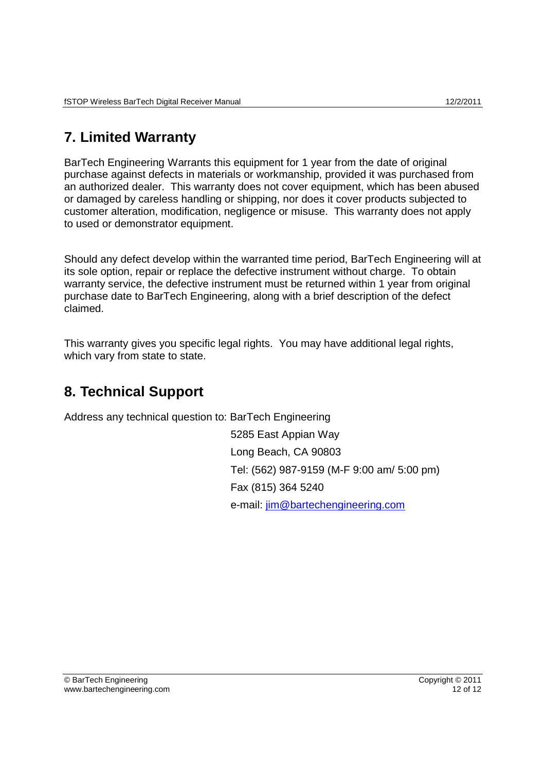## 7. Limited Warranty

BarTech Engineering Warrants this equipment for 1 year from the date of original purchase against defects in materials or workmanship, provided it was purchased from an authorized dealer. This warranty does not cover equipment, which has been abused or damaged by careless handling or shipping, nor does it cover products subjected to customer alteration, modification, negligence or misuse. This warranty does not apply to used or demonstrator equipment.

Should any defect develop within the warranted time period, BarTech Engineering will at its sole option, repair or replace the defective instrument without charge. To obtain warranty service, the defective instrument must be returned within 1 year from original purchase date to BarTech Engineering, along with a brief description of the defect claimed.

This warranty gives you specific legal rights. You may have additional legal rights, which vary from state to state.

## 8. Technical Support

Address any technical question to: BarTech Engineering

5285 East Appian Way

Long Beach, CA 90803

Tel: (562) 987-9159 (M-F 9:00 am/ 5:00 pm)

Fax (815) 364 5240

e-mail: jim@bartechengineering.com